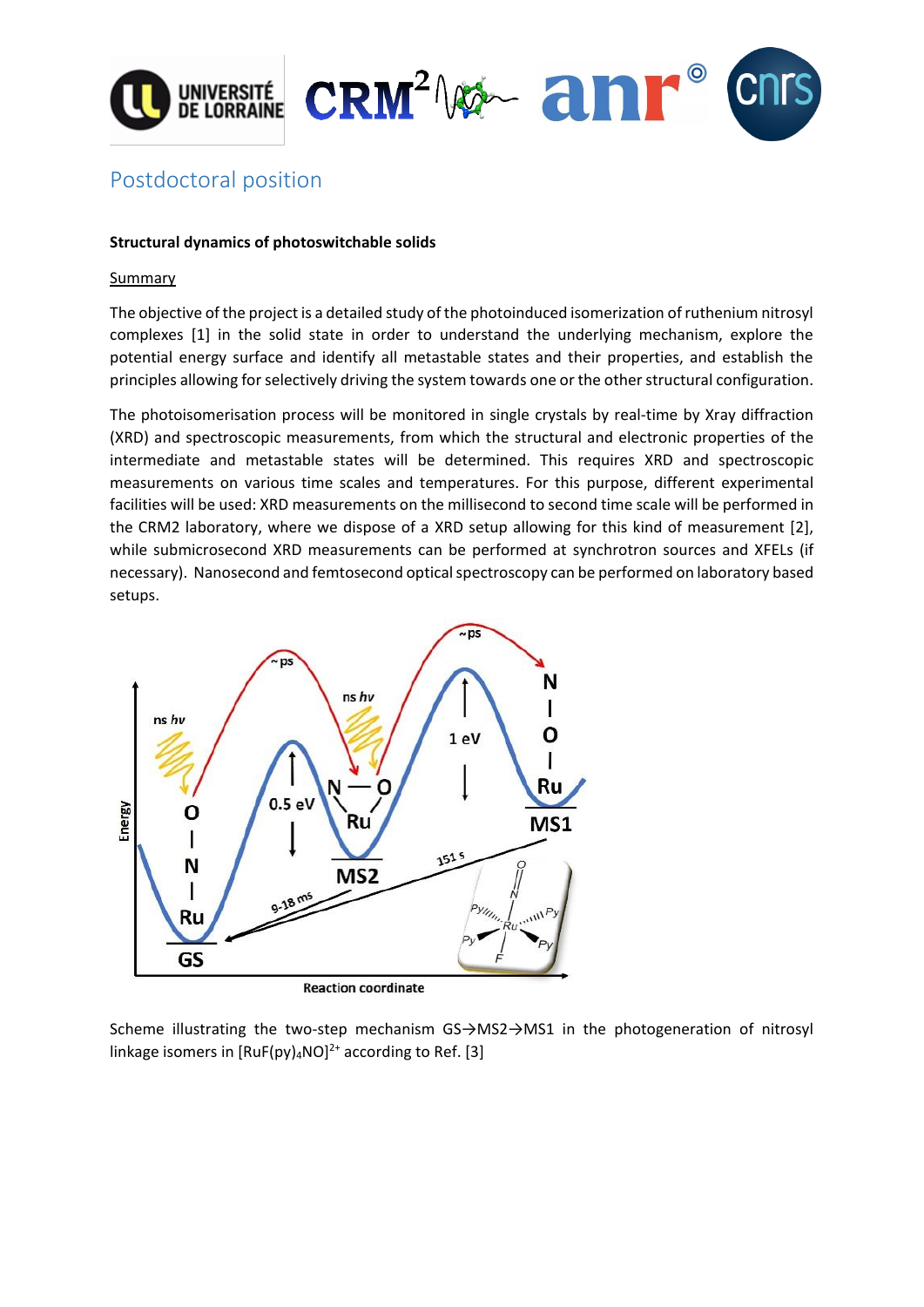## Postdoctoral position

**Structural dynamics of photoswitchable solids**

Summary

The objective of the project is a detailed study of the photoinduced isomerization of ruthenium nitrosyl complexes [1] in the solid state in order to understand the underlying mechanism, explore the potential energy surface and identify all metastable states and their properties, and establish the principles allowing for selectively driving the system towards one or the other structural configuration.

The photoisomerisation process will be monitored in single crystals by real-time by Xray diffraction (XRD) and spectroscopic measurements, from which the structural and electronic properties of the intermediate and metastable states will be determined. This requires XRD and spectroscopic measurements on various time scales and temperatures. For this purpose, different experimental facilities will be used: XRD measurements on the millisecond to second time scale will be performed in the CRM2 laboratory, where we dispose of a XRD setup allowing for this kind of measurement [2], while submicrosecond XRD measurements can be performed at synchrotron sources and XFELs (if necessary). Nanosecond and femtosecond optical spectroscopy can be performed on laboratory based setups.

Scheme illustrating the two-step mechanism GS→MS2→MS1 in the photogeneration of nitrosyl linkage isomers in $[RuF(py)_4NO]^{2+}$ according to Ref. [3]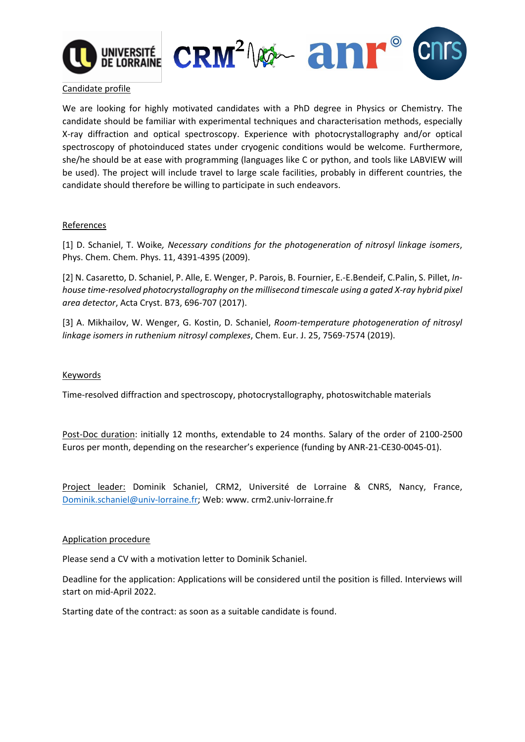Candidate profile

We are looking for highly motivated candidates with a PhD degree in Physics or Chemistry. The candidate should be familiar with experimental techniques and characterisation methods, especially X-ray diffraction and optical spectroscopy. Experience with photocrystallography and/or optical spectroscopy of photoinduced states under cryogenic conditions would be welcome. Furthermore, she/he should be at ease with programming (languages like C or python, and tools like LABVIEW will be used). The project will include travel to large scale facilities, probably in different countries, the candidate should therefore be willing to participate in such endeavors.

References

[1] D. Schaniel, T. Woike, *Necessary conditions for the photogeneration of nitrosyl linkage isomers*, Phys. Chem. Chem. Phys. 11, 4391-4395 (2009).

[2] N. Casaretto, D. Schaniel, P. Alle, E. Wenger, P. Parois, B. Fournier, E.-E.Bendeif, C.Palin, S. Pillet, *In-house time-resolved photocrystallography on the millisecond timescale using a gated X-ray hybrid pixel area detector*, Acta Cryst. B73, 696-707 (2017).

[3] A. Mikhailov, W. Wenger, G. Kostin, D. Schaniel, *Room-temperature photogeneration of nitrosyl linkage isomers in ruthenium nitrosyl complexes*, Chem. Eur. J. 25, 7569-7574 (2019).

Keywords

Time-resolved diffraction and spectroscopy, photocrystallography, photoswitchable materials

Post-Doc duration: initially 12 months, extendable to 24 months. Salary of the order of 2100-2500 Euros per month, depending on the researcher's experience (funding by ANR-21-CE30-0045-01).

Project leader: Dominik Schaniel, CRM2, Université de Lorraine & CNRS, Nancy, France, Dominik.schaniel@univ-lorraine.fr; Web: www. crm2.univ-lorraine.fr

Application procedure

Please send a CV with a motivation letter to Dominik Schaniel.

Deadline for the application: Applications will be considered until the position is filled. Interviews will start on mid-April 2022.

Starting date of the contract: as soon as a suitable candidate is found.